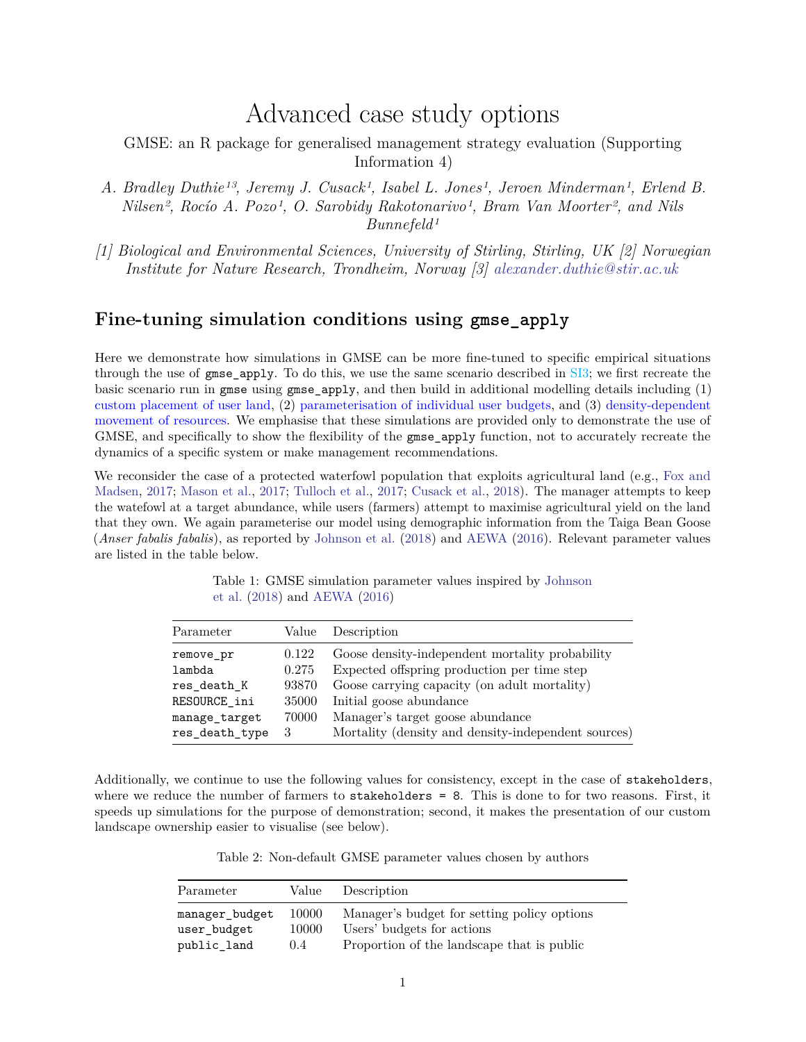# Advanced case study options

GMSE: an R package for generalised management strategy evaluation (Supporting Information 4)

*A. Bradley Duthie[1,3], Jeremy J. Cusack[1], Isabel L. Jones[1], Jeroen Minderman[1], Erlend B. Nilsen[2], Rocío A. Pozo[1], O. Sarobidy Rakotonarivo[1], Bram Van Moorter[2], and Nils Bunnefeld[1]*

*[1] Biological and Environmental Sciences, University of Stirling, Stirling, UK [2] Norwegian Institute for Nature Research, Trondheim, Norway [3] alexander.duthie@stir.ac.uk*

## Fine-tuning simulation conditions using `gmse_apply`

Here we demonstrate how simulations in GMSE can be more fine-tuned to specific empirical situations through the use of `gmse_apply`. To do this, we use the same scenario described in SI3; we first recreate the basic scenario run in `gmse` using `gmse_apply`, and then build in additional modelling details including (1) custom placement of user land, (2) parameterisation of individual user budgets, and (3) density-dependent movement of resources. We emphasise that these simulations are provided only to demonstrate the use of GMSE, and specifically to show the flexibility of the `gmse_apply` function, not to accurately recreate the dynamics of a specific system or make management recommendations.

We reconsider the case of a protected waterfowl population that exploits agricultural land (e.g., Fox and Madsen, 2017; Mason et al., 2017; Tulloch et al., 2017; Cusack et al., 2018). The manager attempts to keep the watefowl at a target abundance, while users (farmers) attempt to maximise agricultural yield on the land that they own. We again parameterise our model using demographic information from the Taiga Bean Goose (*Anser fabalis fabalis*), as reported by Johnson et al. (2018) and AEWA (2016). Relevant parameter values are listed in the table below.

Table 1: GMSE simulation parameter values inspired by Johnson et al. (2018) and AEWA (2016)

| Parameter | Value | Description |
|---|---|---|
| `remove_pr` | 0.122 | Goose density-independent mortality probability |
| `lambda` | 0.275 | Expected offspring production per time step |
| `res_death_K` | 93870 | Goose carrying capacity (on adult mortality) |
| `RESOURCE_ini` | 35000 | Initial goose abundance |
| `manage_target` | 70000 | Manager's target goose abundance |
| `res_death_type` | 3 | Mortality (density and density-independent sources) |

Additionally, we continue to use the following values for consistency, except in the case of `stakeholders`, where we reduce the number of farmers to `stakeholders = 8`. This is done to for two reasons. First, it speeds up simulations for the purpose of demonstration; second, it makes the presentation of our custom landscape ownership easier to visualise (see below).

Table 2: Non-default GMSE parameter values chosen by authors

| Parameter | Value | Description |
|---|---|---|
| `manager_budget` | 10000 | Manager's budget for setting policy options |
| `user_budget` | 10000 | Users' budgets for actions |
| `public_land` | 0.4 | Proportion of the landscape that is public |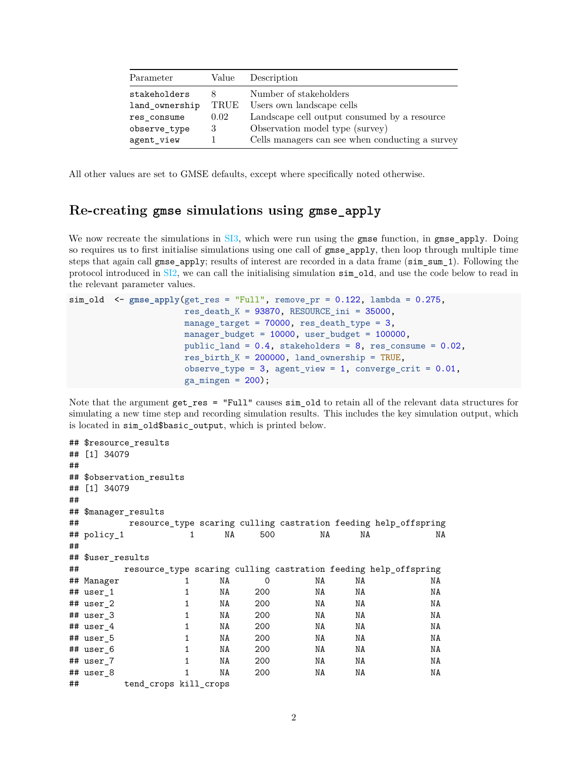| Parameter | Value | Description |
|---|---|---|
| `stakeholders` | 8 | Number of stakeholders |
| `land_ownership` | TRUE | Users own landscape cells |
| `res_consume` | 0.02 | Landscape cell output consumed by a resource |
| `observe_type` | 3 | Observation model type (survey) |
| `agent_view` | 1 | Cells managers can see when conducting a survey |

All other values are set to GMSE defaults, except where specifically noted otherwise.

## Re-creating `gmse` simulations using `gmse_apply`

We now recreate the simulations in SI3, which were run using the `gmse` function, in `gmse_apply`. Doing so requires us to first initialise simulations using one call of `gmse_apply`, then loop through multiple time steps that again call `gmse_apply`; results of interest are recorded in a data frame (`sim_sum_1`). Following the protocol introduced in SI2, we can call the initialising simulation `sim_old`, and use the code below to read in the relevant parameter values.

```
sim_old  <- gmse_apply(get_res = "Full", remove_pr = 0.122, lambda = 0.275,
                      res_death_K = 93870, RESOURCE_ini = 35000,
                      manage_target = 70000, res_death_type = 3,
                      manager_budget = 10000, user_budget = 100000,
                      public_land = 0.4, stakeholders = 8, res_consume = 0.02,
                      res_birth_K = 200000, land_ownership = TRUE,
                      observe_type = 3, agent_view = 1, converge_crit = 0.01,
                      ga_mingen = 200);
```

Note that the argument `get_res = "Full"` causes `sim_old` to retain all of the relevant data structures for simulating a new time step and recording simulation results. This includes the key simulation output, which is located in `sim_old$basic_output`, which is printed below.

```
## $resource_results
## [1] 34079
##
## $observation_results
## [1] 34079
##
## $manager_results
##          resource_type scaring culling castration feeding help_offspring
## policy_1             1      NA     500         NA      NA             NA
##
## $user_results
##         resource_type scaring culling castration feeding help_offspring
## Manager             1      NA       0         NA      NA             NA
## user_1              1      NA     200         NA      NA             NA
## user_2              1      NA     200         NA      NA             NA
## user_3              1      NA     200         NA      NA             NA
## user_4              1      NA     200         NA      NA             NA
## user_5              1      NA     200         NA      NA             NA
## user_6              1      NA     200         NA      NA             NA
## user_7              1      NA     200         NA      NA             NA
## user_8              1      NA     200         NA      NA             NA
##         tend_crops kill_crops
```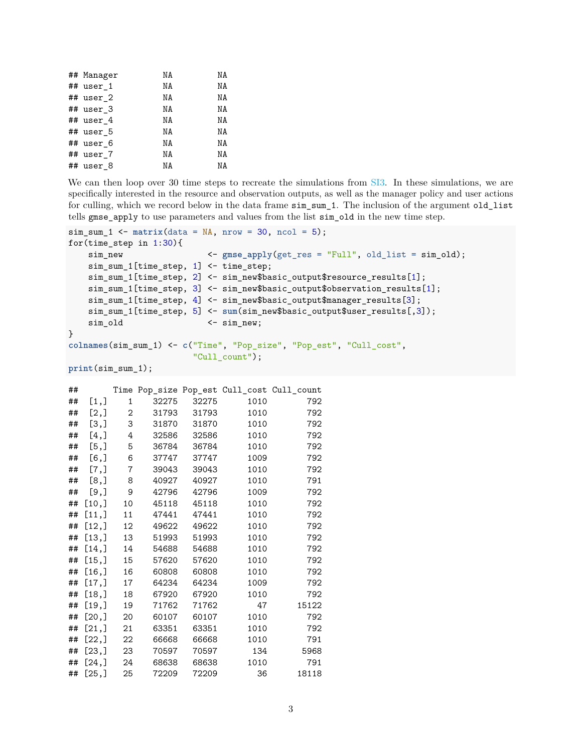```
## Manager         NA         NA
## user_1          NA         NA
## user_2          NA         NA
## user_3          NA         NA
## user_4          NA         NA
## user_5          NA         NA
## user_6          NA         NA
## user_7          NA         NA
## user_8          NA         NA
```

We can then loop over 30 time steps to recreate the simulations from SI3. In these simulations, we are specifically interested in the resource and observation outputs, as well as the manager policy and user actions for culling, which we record below in the data frame `sim_sum_1`. The inclusion of the argument `old_list` tells `gmse_apply` to use parameters and values from the list `sim_old` in the new time step.

```
sim_sum_1 <- matrix(data = NA, nrow = 30, ncol = 5);
for(time_step in 1:30){
    sim_new                 <- gmse_apply(get_res = "Full", old_list = sim_old);
    sim_sum_1[time_step, 1] <- time_step;
    sim_sum_1[time_step, 2] <- sim_new$basic_output$resource_results[1];
    sim_sum_1[time_step, 3] <- sim_new$basic_output$observation_results[1];
    sim_sum_1[time_step, 4] <- sim_new$basic_output$manager_results[3];
    sim_sum_1[time_step, 5] <- sum(sim_new$basic_output$user_results[,3]);
    sim_old                 <- sim_new;
}
colnames(sim_sum_1) <- c("Time", "Pop_size", "Pop_est", "Cull_cost",
                         "Cull_count");
print(sim_sum_1);
```

```
##       Time Pop_size Pop_est Cull_cost Cull_count
##  [1,]    1    32275   32275      1010        792
##  [2,]    2    31793   31793      1010        792
##  [3,]    3    31870   31870      1010        792
##  [4,]    4    32586   32586      1010        792
##  [5,]    5    36784   36784      1010        792
##  [6,]    6    37747   37747      1009        792
##  [7,]    7    39043   39043      1010        792
##  [8,]    8    40927   40927      1010        791
##  [9,]    9    42796   42796      1009        792
## [10,]   10    45118   45118      1010        792
## [11,]   11    47441   47441      1010        792
## [12,]   12    49622   49622      1010        792
## [13,]   13    51993   51993      1010        792
## [14,]   14    54688   54688      1010        792
## [15,]   15    57620   57620      1010        792
## [16,]   16    60808   60808      1010        792
## [17,]   17    64234   64234      1009        792
## [18,]   18    67920   67920      1010        792
## [19,]   19    71762   71762        47      15122
## [20,]   20    60107   60107      1010        792
## [21,]   21    63351   63351      1010        792
## [22,]   22    66668   66668      1010        791
## [23,]   23    70597   70597       134       5968
## [24,]   24    68638   68638      1010        791
## [25,]   25    72209   72209        36      18118
```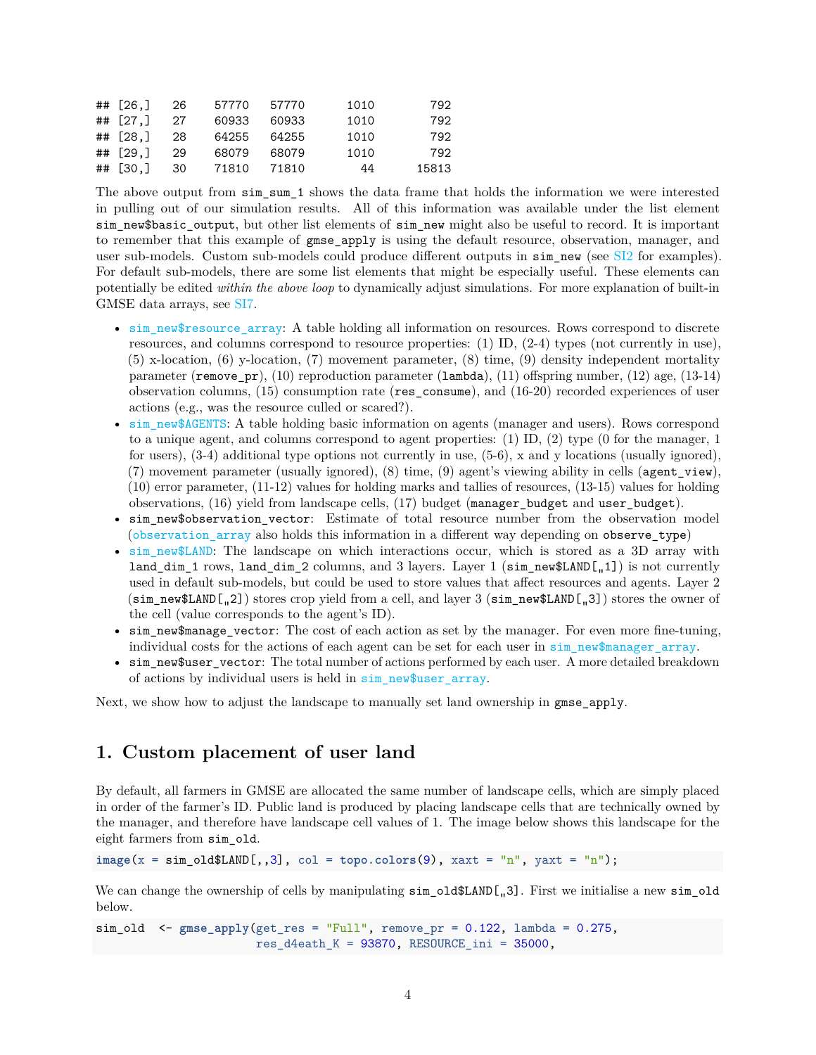```
## [26,]   26    57770   57770       1010         792
## [27,]   27    60933   60933       1010         792
## [28,]   28    64255   64255       1010         792
## [29,]   29    68079   68079       1010         792
## [30,]   30    71810   71810         44       15813
```

The above output from `sim_sum_1` shows the data frame that holds the information we were interested in pulling out of our simulation results. All of this information was available under the list element `sim_new$basic_output`, but other list elements of `sim_new` might also be useful to record. It is important to remember that this example of `gmse_apply` is using the default resource, observation, manager, and user sub-models. Custom sub-models could produce different outputs in `sim_new` (see SI2 for examples). For default sub-models, there are some list elements that might be especially useful. These elements can potentially be edited *within the above loop* to dynamically adjust simulations. For more explanation of built-in GMSE data arrays, see SI7.

- `sim_new$resource_array`: A table holding all information on resources. Rows correspond to discrete resources, and columns correspond to resource properties: (1) ID, (2-4) types (not currently in use), (5) x-location, (6) y-location, (7) movement parameter, (8) time, (9) density independent mortality parameter (`remove_pr`), (10) reproduction parameter (`lambda`), (11) offspring number, (12) age, (13-14) observation columns, (15) consumption rate (`res_consume`), and (16-20) recorded experiences of user actions (e.g., was the resource culled or scared?).
- `sim_new$AGENTS`: A table holding basic information on agents (manager and users). Rows correspond to a unique agent, and columns correspond to agent properties: (1) ID, (2) type (0 for the manager, 1 for users), (3-4) additional type options not currently in use, (5-6), x and y locations (usually ignored), (7) movement parameter (usually ignored), (8) time, (9) agent's viewing ability in cells (`agent_view`), (10) error parameter, (11-12) values for holding marks and tallies of resources, (13-15) values for holding observations, (16) yield from landscape cells, (17) budget (`manager_budget` and `user_budget`).
- `sim_new$observation_vector`: Estimate of total resource number from the observation model (`observation_array` also holds this information in a different way depending on `observe_type`)
- `sim_new$LAND`: The landscape on which interactions occur, which is stored as a 3D array with `land_dim_1` rows, `land_dim_2` columns, and 3 layers. Layer 1 (`sim_new$LAND[,,1]`) is not currently used in default sub-models, but could be used to store values that affect resources and agents. Layer 2 (`sim_new$LAND[,,2]`) stores crop yield from a cell, and layer 3 (`sim_new$LAND[,,3]`) stores the owner of the cell (value corresponds to the agent's ID).
- `sim_new$manage_vector`: The cost of each action as set by the manager. For even more fine-tuning, individual costs for the actions of each agent can be set for each user in `sim_new$manager_array`.
- `sim_new$user_vector`: The total number of actions performed by each user. A more detailed breakdown of actions by individual users is held in `sim_new$user_array`.

Next, we show how to adjust the landscape to manually set land ownership in `gmse_apply`.

## 1. Custom placement of user land

By default, all farmers in GMSE are allocated the same number of landscape cells, which are simply placed in order of the farmer's ID. Public land is produced by placing landscape cells that are technically owned by the manager, and therefore have landscape cell values of 1. The image below shows this landscape for the eight farmers from `sim_old`.

```
image(x = sim_old$LAND[,,3], col = topo.colors(9), xaxt = "n", yaxt = "n");
```

We can change the ownership of cells by manipulating `sim_old$LAND[,,3]`. First we initialise a new `sim_old` below.

```
sim_old  <- gmse_apply(get_res = "Full", remove_pr = 0.122, lambda = 0.275,
                       res_d4eath_K = 93870, RESOURCE_ini = 35000,
```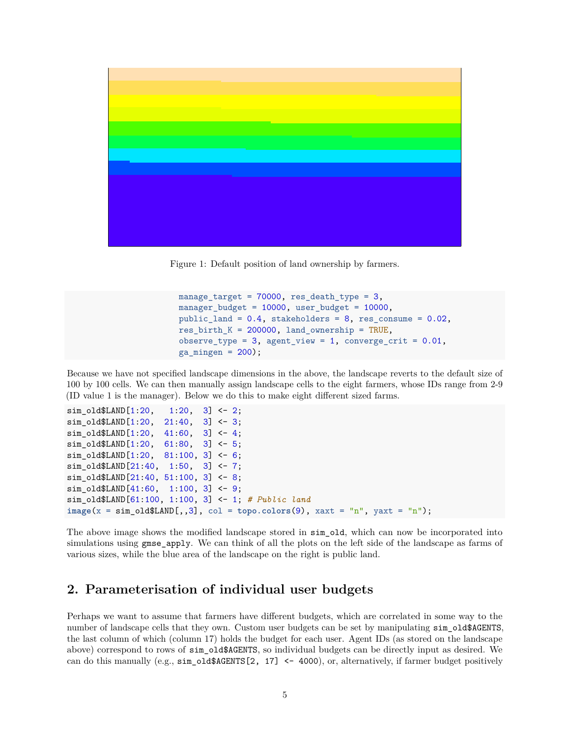Figure 1: Default position of land ownership by farmers.

```
                          manage_target = 70000, res_death_type = 3,
                          manager_budget = 10000, user_budget = 10000,
                          public_land = 0.4, stakeholders = 8, res_consume = 0.02,
                          res_birth_K = 200000, land_ownership = TRUE,
                          observe_type = 3, agent_view = 1, converge_crit = 0.01,
                          ga_mingen = 200);
```

Because we have not specified landscape dimensions in the above, the landscape reverts to the default size of 100 by 100 cells. We can then manually assign landscape cells to the eight farmers, whose IDs range from 2-9 (ID value 1 is the manager). Below we do this to make eight different sized farms.

```
sim_old$LAND[1:20,   1:20,  3] <- 2;
sim_old$LAND[1:20,  21:40,  3] <- 3;
sim_old$LAND[1:20,  41:60,  3] <- 4;
sim_old$LAND[1:20,  61:80,  3] <- 5;
sim_old$LAND[1:20,  81:100, 3] <- 6;
sim_old$LAND[21:40,  1:50,  3] <- 7;
sim_old$LAND[21:40, 51:100, 3] <- 8;
sim_old$LAND[41:60,  1:100, 3] <- 9;
sim_old$LAND[61:100, 1:100, 3] <- 1; # Public land
image(x = sim_old$LAND[,,3], col = topo.colors(9), xaxt = "n", yaxt = "n");
```

The above image shows the modified landscape stored in `sim_old`, which can now be incorporated into simulations using `gmse_apply`. We can think of all the plots on the left side of the landscape as farms of various sizes, while the blue area of the landscape on the right is public land.

## 2. Parameterisation of individual user budgets

Perhaps we want to assume that farmers have different budgets, which are correlated in some way to the number of landscape cells that they own. Custom user budgets can be set by manipulating `sim_old$AGENTS`, the last column of which (column 17) holds the budget for each user. Agent IDs (as stored on the landscape above) correspond to rows of `sim_old$AGENTS`, so individual budgets can be directly input as desired. We can do this manually (e.g., `sim_old$AGENTS[2, 17] <- 4000`), or, alternatively, if farmer budget positively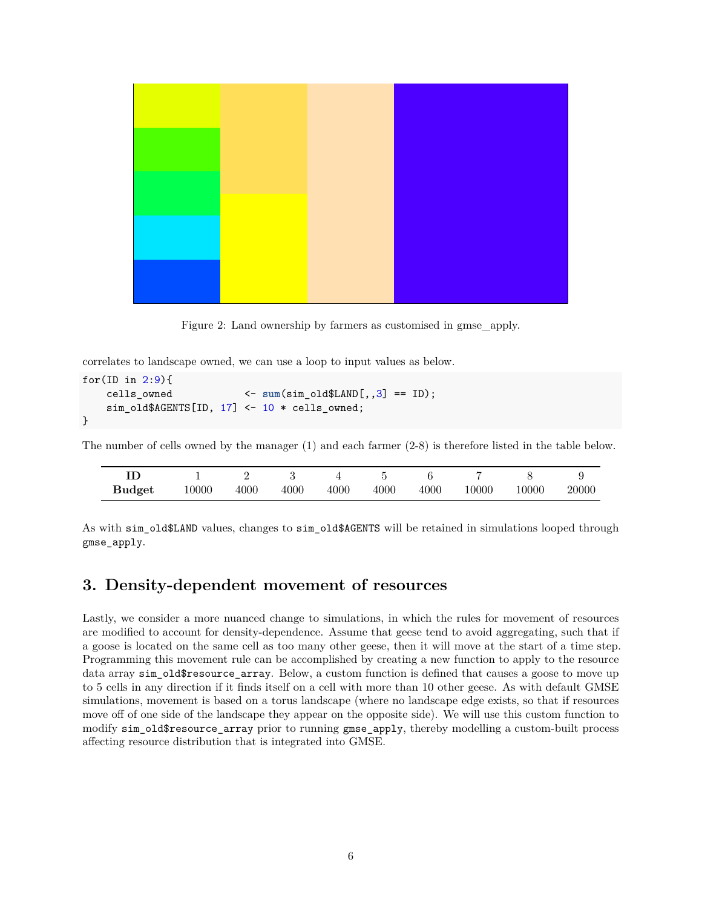Figure 2: Land ownership by farmers as customised in gmse_apply.

correlates to landscape owned, we can use a loop to input values as below.

```
for(ID in 2:9){
    cells_owned            <- sum(sim_old$LAND[,,3] == ID);
    sim_old$AGENTS[ID, 17] <- 10 * cells_owned;
}
```

The number of cells owned by the manager (1) and each farmer (2-8) is therefore listed in the table below.

| ID | 1 | 2 | 3 | 4 | 5 | 6 | 7 | 8 | 9 |
|---|---|---|---|---|---|---|---|---|---|
| **Budget** | 10000 | 4000 | 4000 | 4000 | 4000 | 4000 | 10000 | 10000 | 20000 |

As with `sim_old$LAND` values, changes to `sim_old$AGENTS` will be retained in simulations looped through `gmse_apply`.

## 3. Density-dependent movement of resources

Lastly, we consider a more nuanced change to simulations, in which the rules for movement of resources are modified to account for density-dependence. Assume that geese tend to avoid aggregating, such that if a goose is located on the same cell as too many other geese, then it will move at the start of a time step. Programming this movement rule can be accomplished by creating a new function to apply to the resource data array `sim_old$resource_array`. Below, a custom function is defined that causes a goose to move up to 5 cells in any direction if it finds itself on a cell with more than 10 other geese. As with default GMSE simulations, movement is based on a torus landscape (where no landscape edge exists, so that if resources move off of one side of the landscape they appear on the opposite side). We will use this custom function to modify `sim_old$resource_array` prior to running `gmse_apply`, thereby modelling a custom-built process affecting resource distribution that is integrated into GMSE.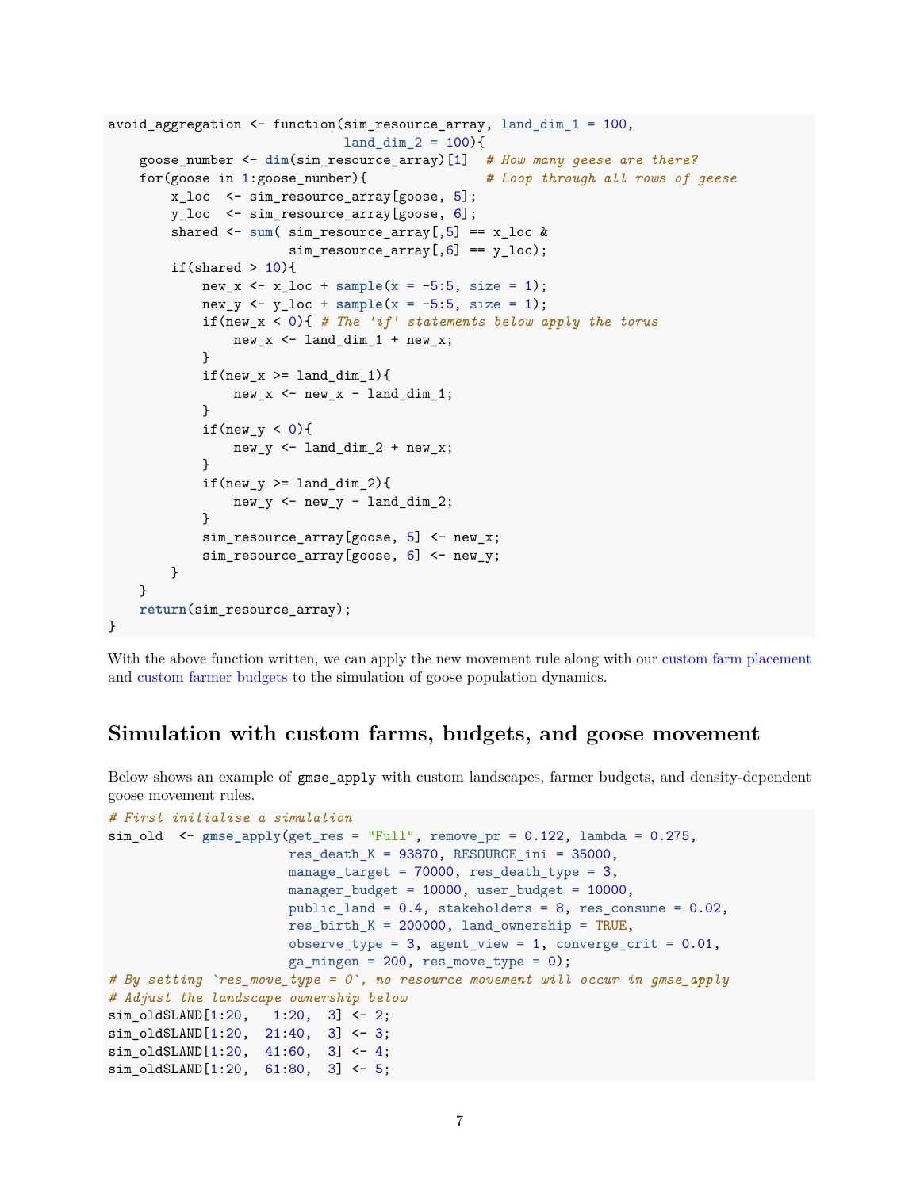```r
avoid_aggregation <- function(sim_resource_array, land_dim_1 = 100,
                              land_dim_2 = 100){
    goose_number <- dim(sim_resource_array)[1]  # How many geese are there?
    for(goose in 1:goose_number){               # Loop through all rows of geese
        x_loc  <- sim_resource_array[goose, 5];
        y_loc  <- sim_resource_array[goose, 6];
        shared <- sum( sim_resource_array[,5] == x_loc &
                       sim_resource_array[,6] == y_loc);
        if(shared > 10){
            new_x <- x_loc + sample(x = -5:5, size = 1);
            new_y <- y_loc + sample(x = -5:5, size = 1);
            if(new_x < 0){ # The 'if' statements below apply the torus
                new_x <- land_dim_1 + new_x;
            }
            if(new_x >= land_dim_1){
                new_x <- new_x - land_dim_1;
            }
            if(new_y < 0){
                new_y <- land_dim_2 + new_x;
            }
            if(new_y >= land_dim_2){
                new_y <- new_y - land_dim_2;
            }
            sim_resource_array[goose, 5] <- new_x;
            sim_resource_array[goose, 6] <- new_y;
        }
    }
    return(sim_resource_array);
}
```

With the above function written, we can apply the new movement rule along with our custom farm placement and custom farmer budgets to the simulation of goose population dynamics.

## Simulation with custom farms, budgets, and goose movement

Below shows an example of `gmse_apply` with custom landscapes, farmer budgets, and density-dependent goose movement rules.

```r
# First initialise a simulation
sim_old  <- gmse_apply(get_res = "Full", remove_pr = 0.122, lambda = 0.275,
                       res_death_K = 93870, RESOURCE_ini = 35000,
                       manage_target = 70000, res_death_type = 3,
                       manager_budget = 10000, user_budget = 10000,
                       public_land = 0.4, stakeholders = 8, res_consume = 0.02,
                       res_birth_K = 200000, land_ownership = TRUE,
                       observe_type = 3, agent_view = 1, converge_crit = 0.01,
                       ga_mingen = 200, res_move_type = 0);
# By setting `res_move_type = 0`, no resource movement will occur in gmse_apply
# Adjust the landscape ownership below
sim_old$LAND[1:20,   1:20,  3] <- 2;
sim_old$LAND[1:20,  21:40,  3] <- 3;
sim_old$LAND[1:20,  41:60,  3] <- 4;
sim_old$LAND[1:20,  61:80,  3] <- 5;
```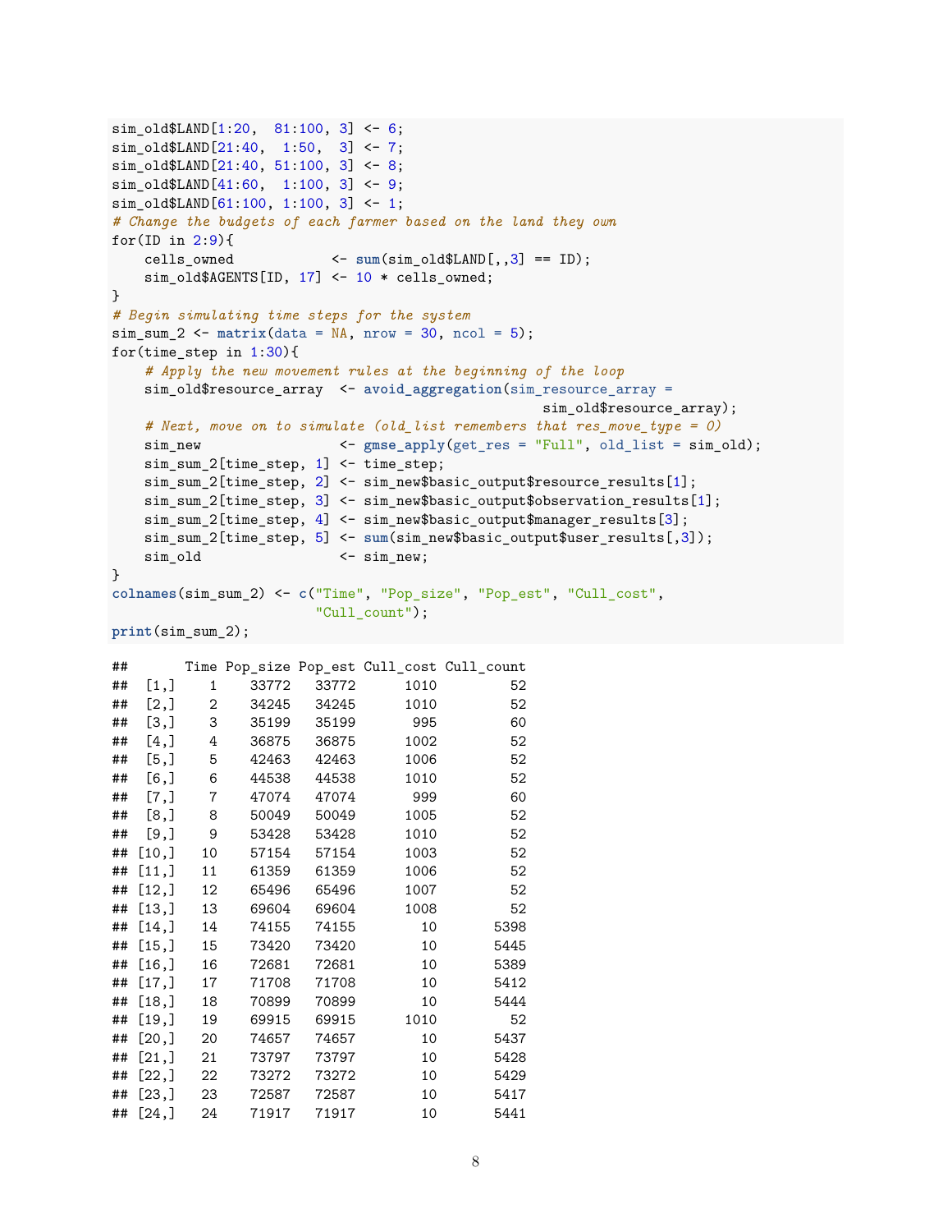```r
sim_old$LAND[1:20,  81:100, 3] <- 6;
sim_old$LAND[21:40,  1:50,  3] <- 7;
sim_old$LAND[21:40, 51:100, 3] <- 8;
sim_old$LAND[41:60,  1:100, 3] <- 9;
sim_old$LAND[61:100, 1:100, 3] <- 1;
# Change the budgets of each farmer based on the land they own
for(ID in 2:9){
    cells_owned           <- sum(sim_old$LAND[,,3] == ID);
    sim_old$AGENTS[ID, 17] <- 10 * cells_owned;
}
# Begin simulating time steps for the system
sim_sum_2 <- matrix(data = NA, nrow = 30, ncol = 5);
for(time_step in 1:30){
    # Apply the new movement rules at the beginning of the loop
    sim_old$resource_array  <- avoid_aggregation(sim_resource_array =
                                                 sim_old$resource_array);
    # Next, move on to simulate (old_list remembers that res_move_type = 0)
    sim_new                 <- gmse_apply(get_res = "Full", old_list = sim_old);
    sim_sum_2[time_step, 1] <- time_step;
    sim_sum_2[time_step, 2] <- sim_new$basic_output$resource_results[1];
    sim_sum_2[time_step, 3] <- sim_new$basic_output$observation_results[1];
    sim_sum_2[time_step, 4] <- sim_new$basic_output$manager_results[3];
    sim_sum_2[time_step, 5] <- sum(sim_new$basic_output$user_results[,3]);
    sim_old                 <- sim_new;
}
colnames(sim_sum_2) <- c("Time", "Pop_size", "Pop_est", "Cull_cost",
                         "Cull_count");
print(sim_sum_2);
```

```
##       Time Pop_size Pop_est Cull_cost Cull_count
##  [1,]    1    33772   33772      1010         52
##  [2,]    2    34245   34245      1010         52
##  [3,]    3    35199   35199       995         60
##  [4,]    4    36875   36875      1002         52
##  [5,]    5    42463   42463      1006         52
##  [6,]    6    44538   44538      1010         52
##  [7,]    7    47074   47074       999         60
##  [8,]    8    50049   50049      1005         52
##  [9,]    9    53428   53428      1010         52
## [10,]   10    57154   57154      1003         52
## [11,]   11    61359   61359      1006         52
## [12,]   12    65496   65496      1007         52
## [13,]   13    69604   69604      1008         52
## [14,]   14    74155   74155        10       5398
## [15,]   15    73420   73420        10       5445
## [16,]   16    72681   72681        10       5389
## [17,]   17    71708   71708        10       5412
## [18,]   18    70899   70899        10       5444
## [19,]   19    69915   69915      1010         52
## [20,]   20    74657   74657        10       5437
## [21,]   21    73797   73797        10       5428
## [22,]   22    73272   73272        10       5429
## [23,]   23    72587   72587        10       5417
## [24,]   24    71917   71917        10       5441
```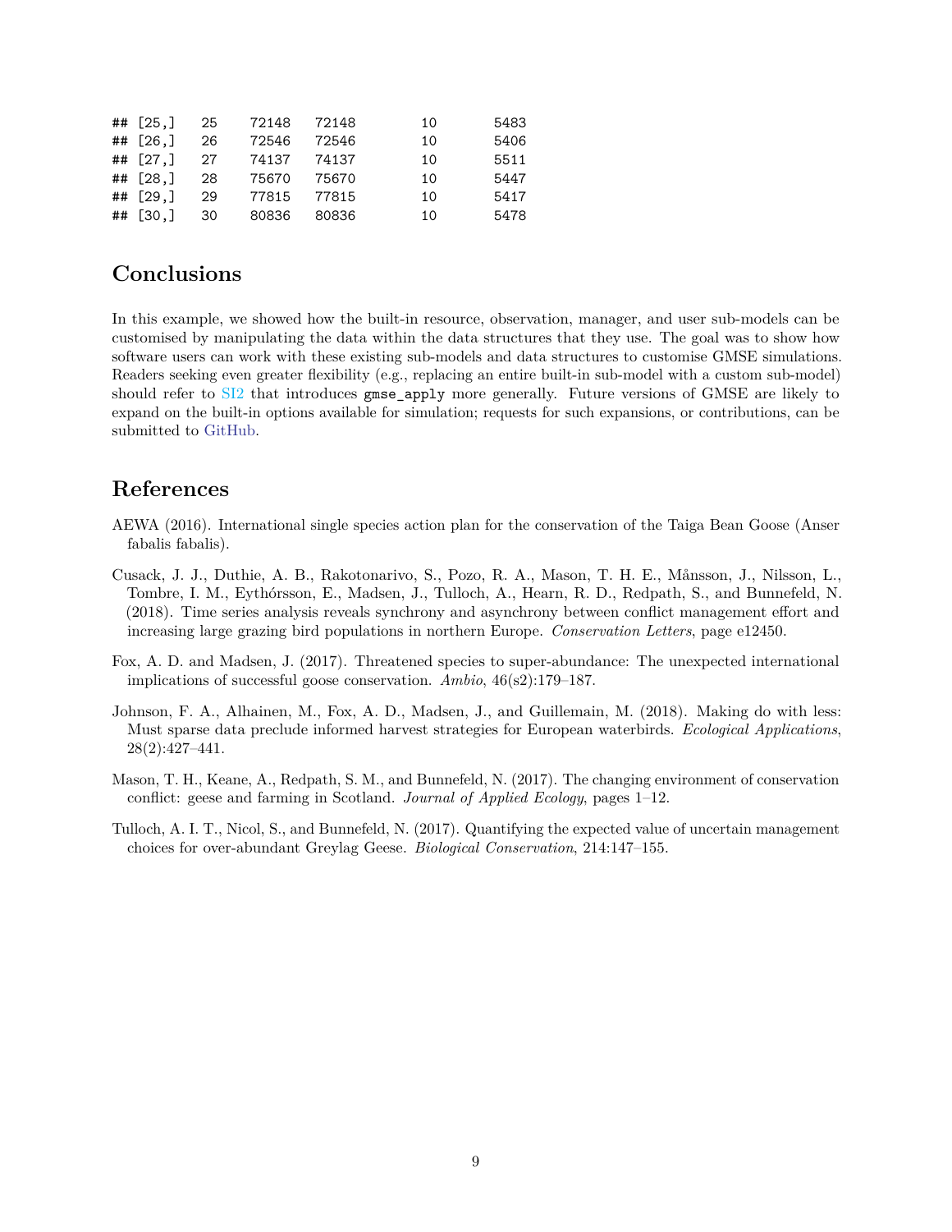```
## [25,]   25   72148   72148          10          5483
## [26,]   26   72546   72546          10          5406
## [27,]   27   74137   74137          10          5511
## [28,]   28   75670   75670          10          5447
## [29,]   29   77815   77815          10          5417
## [30,]   30   80836   80836          10          5478
```

## Conclusions

In this example, we showed how the built-in resource, observation, manager, and user sub-models can be customised by manipulating the data within the data structures that they use. The goal was to show how software users can work with these existing sub-models and data structures to customise GMSE simulations. Readers seeking even greater flexibility (e.g., replacing an entire built-in sub-model with a custom sub-model) should refer to SI2 that introduces `gmse_apply` more generally. Future versions of GMSE are likely to expand on the built-in options available for simulation; requests for such expansions, or contributions, can be submitted to GitHub.

## References

AEWA (2016). International single species action plan for the conservation of the Taiga Bean Goose (Anser fabalis fabalis).

Cusack, J. J., Duthie, A. B., Rakotonarivo, S., Pozo, R. A., Mason, T. H. E., Månsson, J., Nilsson, L., Tombre, I. M., Eythórsson, E., Madsen, J., Tulloch, A., Hearn, R. D., Redpath, S., and Bunnefeld, N. (2018). Time series analysis reveals synchrony and asynchrony between conflict management effort and increasing large grazing bird populations in northern Europe. *Conservation Letters*, page e12450.

Fox, A. D. and Madsen, J. (2017). Threatened species to super-abundance: The unexpected international implications of successful goose conservation. *Ambio*, 46(s2):179–187.

Johnson, F. A., Alhainen, M., Fox, A. D., Madsen, J., and Guillemain, M. (2018). Making do with less: Must sparse data preclude informed harvest strategies for European waterbirds. *Ecological Applications*, 28(2):427–441.

Mason, T. H., Keane, A., Redpath, S. M., and Bunnefeld, N. (2017). The changing environment of conservation conflict: geese and farming in Scotland. *Journal of Applied Ecology*, pages 1–12.

Tulloch, A. I. T., Nicol, S., and Bunnefeld, N. (2017). Quantifying the expected value of uncertain management choices for over-abundant Greylag Geese. *Biological Conservation*, 214:147–155.